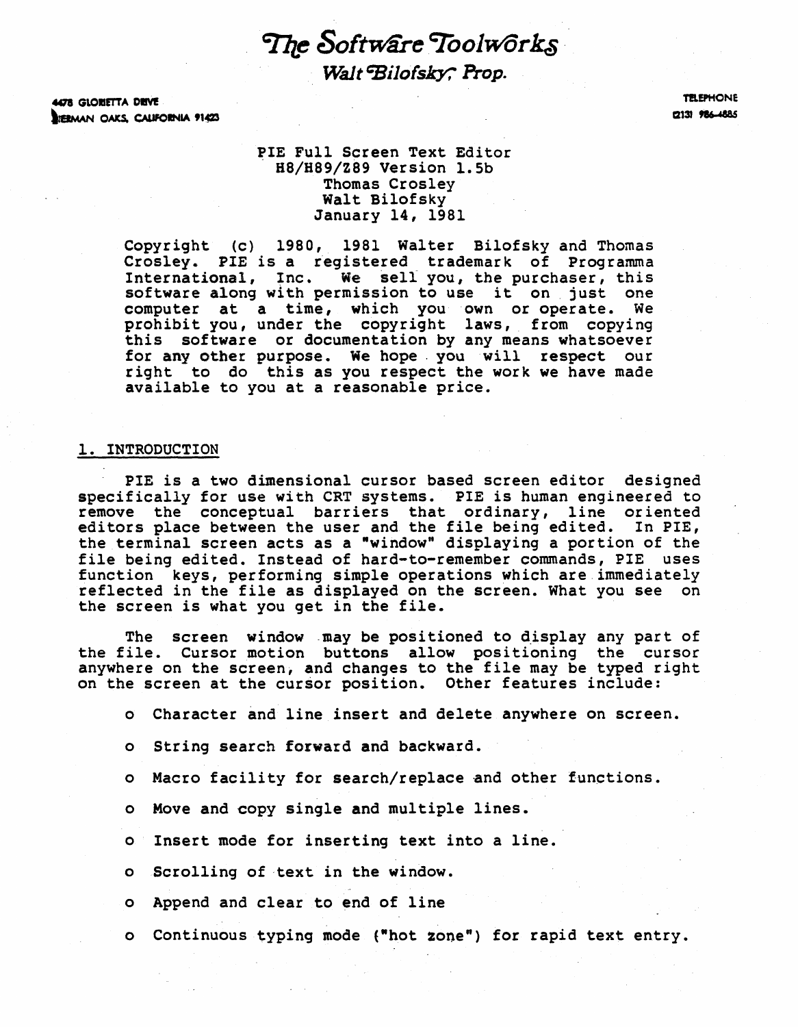# The Software Toolworks

*Walt Bilofsky, Prop.*

4478 GLORIETTA DRIVE
SHERMAN OAKS, CALIFORNIA 91423

TELEPHONE
(213) 986-4885

PIE Full Screen Text Editor
H8/H89/Z89 Version 1.5b
Thomas Crosley
Walt Bilofsky
January 14, 1981

Copyright (c) 1980, 1981 Walter Bilofsky and Thomas Crosley. PIE is a registered trademark of Programma International, Inc. We sell you, the purchaser, this software along with permission to use it on just one computer at a time, which you own or operate. We prohibit you, under the copyright laws, from copying this software or documentation by any means whatsoever for any other purpose. We hope you will respect our right to do this as you respect the work we have made available to you at a reasonable price.

## 1. INTRODUCTION

PIE is a two dimensional cursor based screen editor designed specifically for use with CRT systems. PIE is human engineered to remove the conceptual barriers that ordinary, line oriented editors place between the user and the file being edited. In PIE, the terminal screen acts as a "window" displaying a portion of the file being edited. Instead of hard-to-remember commands, PIE uses function keys, performing simple operations which are immediately reflected in the file as displayed on the screen. What you see on the screen is what you get in the file.

The screen window may be positioned to display any part of the file. Cursor motion buttons allow positioning the cursor anywhere on the screen, and changes to the file may be typed right on the screen at the cursor position. Other features include:

- Character and line insert and delete anywhere on screen.
- String search forward and backward.
- Macro facility for search/replace and other functions.
- Move and copy single and multiple lines.
- Insert mode for inserting text into a line.
- Scrolling of text in the window.
- Append and clear to end of line
- Continuous typing mode ("hot zone") for rapid text entry.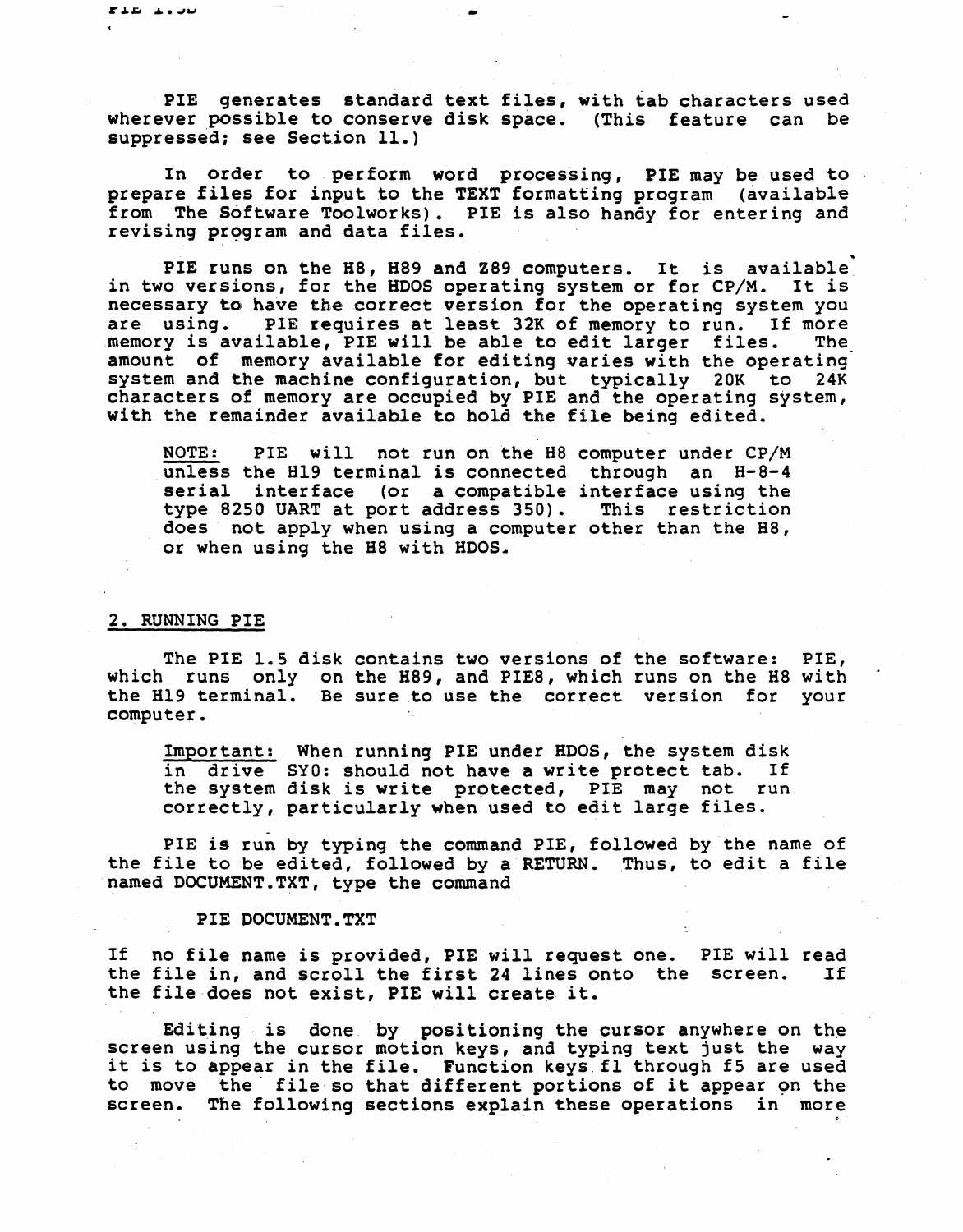PIE generates standard text files, with tab characters used wherever possible to conserve disk space. (This feature can be suppressed; see Section 11.)

In order to perform word processing, PIE may be used to prepare files for input to the TEXT formatting program (available from The Software Toolworks). PIE is also handy for entering and revising program and data files.

PIE runs on the H8, H89 and Z89 computers. It is available in two versions, for the HDOS operating system or for CP/M. It is necessary to have the correct version for the operating system you are using. PIE requires at least 32K of memory to run. If more memory is available, PIE will be able to edit larger files. The amount of memory available for editing varies with the operating system and the machine configuration, but typically 20K to 24K characters of memory are occupied by PIE and the operating system, with the remainder available to hold the file being edited.

> <u>NOTE:</u> PIE will not run on the H8 computer under CP/M unless the H19 terminal is connected through an H-8-4 serial interface (or a compatible interface using the type 8250 UART at port address 350). This restriction does not apply when using a computer other than the H8, or when using the H8 with HDOS.

## 2. RUNNING PIE

The PIE 1.5 disk contains two versions of the software: PIE, which runs only on the H89, and PIE8, which runs on the H8 with the H19 terminal. Be sure to use the correct version for your computer.

> <u>Important:</u> When running PIE under HDOS, the system disk in drive SY0: should not have a write protect tab. If the system disk is write protected, PIE may not run correctly, particularly when used to edit large files.

PIE is run by typing the command PIE, followed by the name of the file to be edited, followed by a RETURN. Thus, to edit a file named DOCUMENT.TXT, type the command

```
PIE DOCUMENT.TXT
```

If no file name is provided, PIE will request one. PIE will read the file in, and scroll the first 24 lines onto the screen. If the file does not exist, PIE will create it.

Editing is done by positioning the cursor anywhere on the screen using the cursor motion keys, and typing text just the way it is to appear in the file. Function keys f1 through f5 are used to move the file so that different portions of it appear on the screen. The following sections explain these operations in more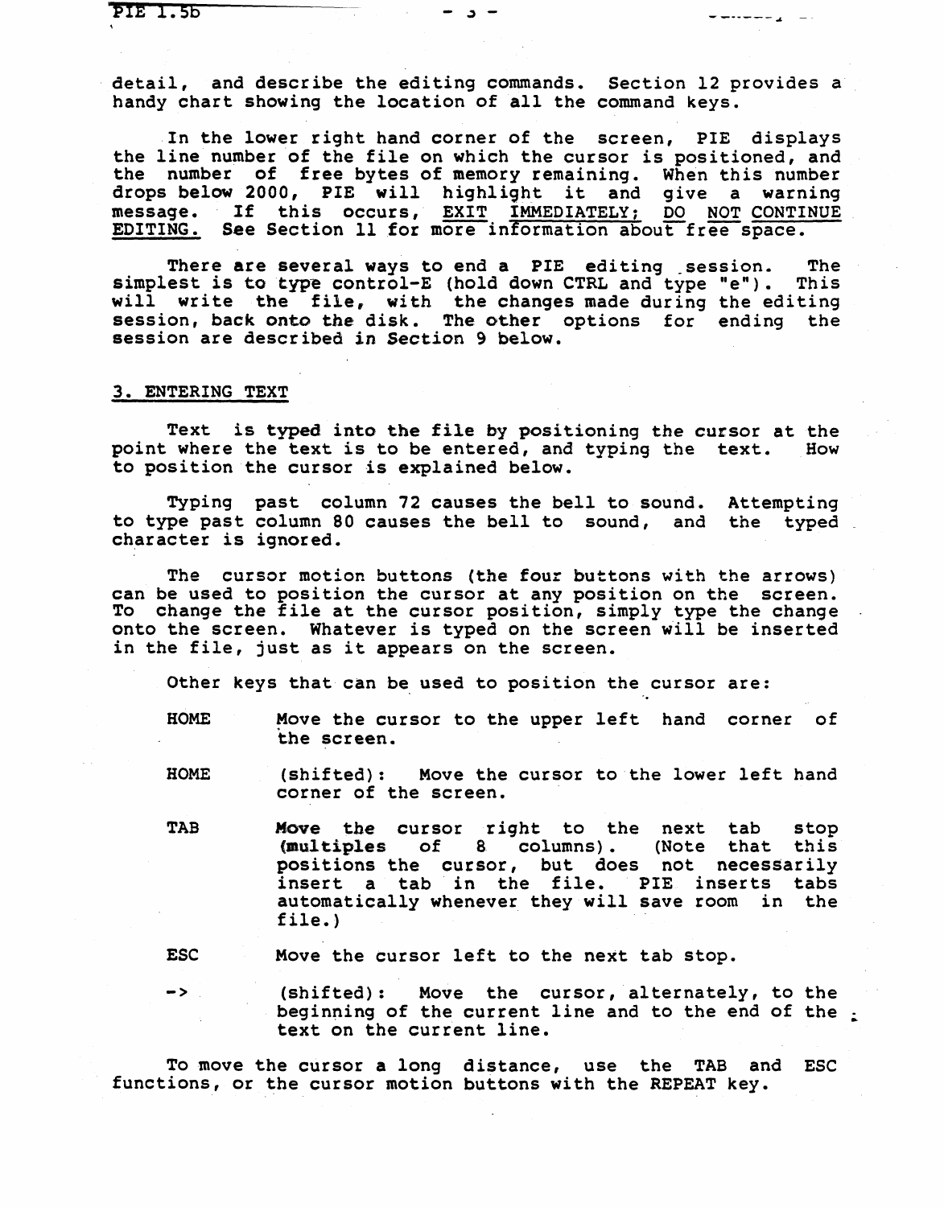detail, and describe the editing commands. Section 12 provides a handy chart showing the location of all the command keys.

In the lower right hand corner of the screen, PIE displays the line number of the file on which the cursor is positioned, and the number of free bytes of memory remaining. When this number drops below 2000, PIE will highlight it and give a warning message. If this occurs, <u>EXIT IMMEDIATELY; DO NOT CONTINUE EDITING.</u> See Section 11 for more information about free space.

There are several ways to end a PIE editing session. The simplest is to type control-E (hold down CTRL and type "e"). This will write the file, with the changes made during the editing session, back onto the disk. The other options for ending the session are described in Section 9 below.

## 3. ENTERING TEXT

Text is typed into the file by positioning the cursor at the point where the text is to be entered, and typing the text. How to position the cursor is explained below.

Typing past column 72 causes the bell to sound. Attempting to type past column 80 causes the bell to sound, and the typed character is ignored.

The cursor motion buttons (the four buttons with the arrows) can be used to position the cursor at any position on the screen. To change the file at the cursor position, simply type the change onto the screen. Whatever is typed on the screen will be inserted in the file, just as it appears on the screen.

Other keys that can be used to position the cursor are:

- **HOME** — Move the cursor to the upper left hand corner of the screen.
- **HOME** — (shifted): Move the cursor to the lower left hand corner of the screen.
- **TAB** — Move the cursor right to the next tab stop (multiples of 8 columns). (Note that this positions the cursor, but does not necessarily insert a tab in the file. PIE inserts tabs automatically whenever they will save room in the file.)
- **ESC** — Move the cursor left to the next tab stop.
- **->** — (shifted): Move the cursor, alternately, to the beginning of the current line and to the end of the text on the current line.

To move the cursor a long distance, use the TAB and ESC functions, or the cursor motion buttons with the REPEAT key.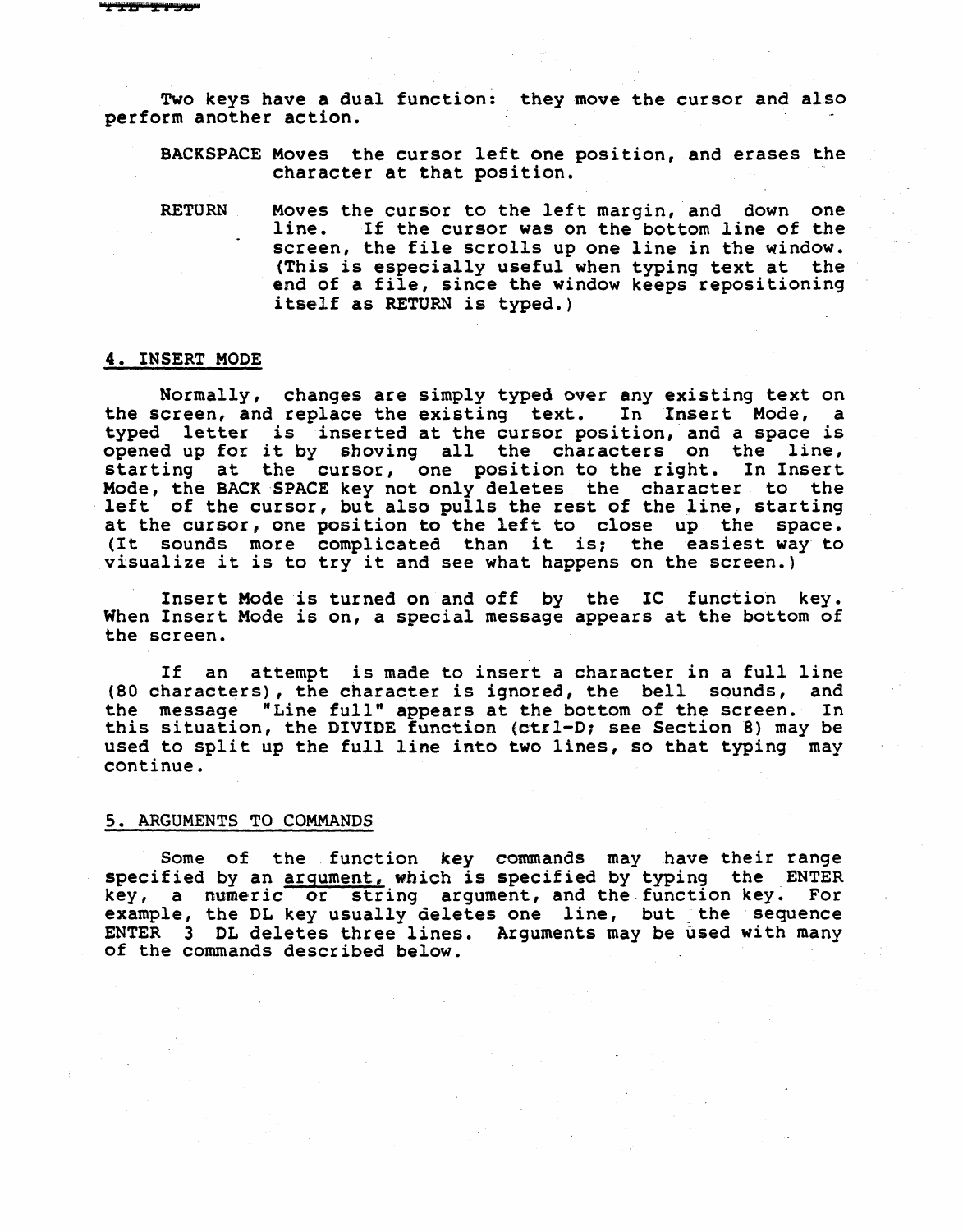Two keys have a dual function: they move the cursor and also perform another action.

BACKSPACE Moves the cursor left one position, and erases the character at that position.

RETURN Moves the cursor to the left margin, and down one line. If the cursor was on the bottom line of the screen, the file scrolls up one line in the window. (This is especially useful when typing text at the end of a file, since the window keeps repositioning itself as RETURN is typed.)

## 4. INSERT MODE

Normally, changes are simply typed over any existing text on the screen, and replace the existing text. In Insert Mode, a typed letter is inserted at the cursor position, and a space is opened up for it by shoving all the characters on the line, starting at the cursor, one position to the right. In Insert Mode, the BACK SPACE key not only deletes the character to the left of the cursor, but also pulls the rest of the line, starting at the cursor, one position to the left to close up the space. (It sounds more complicated than it is; the easiest way to visualize it is to try it and see what happens on the screen.)

Insert Mode is turned on and off by the IC function key. When Insert Mode is on, a special message appears at the bottom of the screen.

If an attempt is made to insert a character in a full line (80 characters), the character is ignored, the bell sounds, and the message "Line full" appears at the bottom of the screen. In this situation, the DIVIDE function (ctrl-D; see Section 8) may be used to split up the full line into two lines, so that typing may continue.

## 5. ARGUMENTS TO COMMANDS

Some of the function key commands may have their range specified by an _argument,_ which is specified by typing the ENTER key, a numeric or string argument, and the function key. For example, the DL key usually deletes one line, but the sequence ENTER 3 DL deletes three lines. Arguments may be used with many of the commands described below.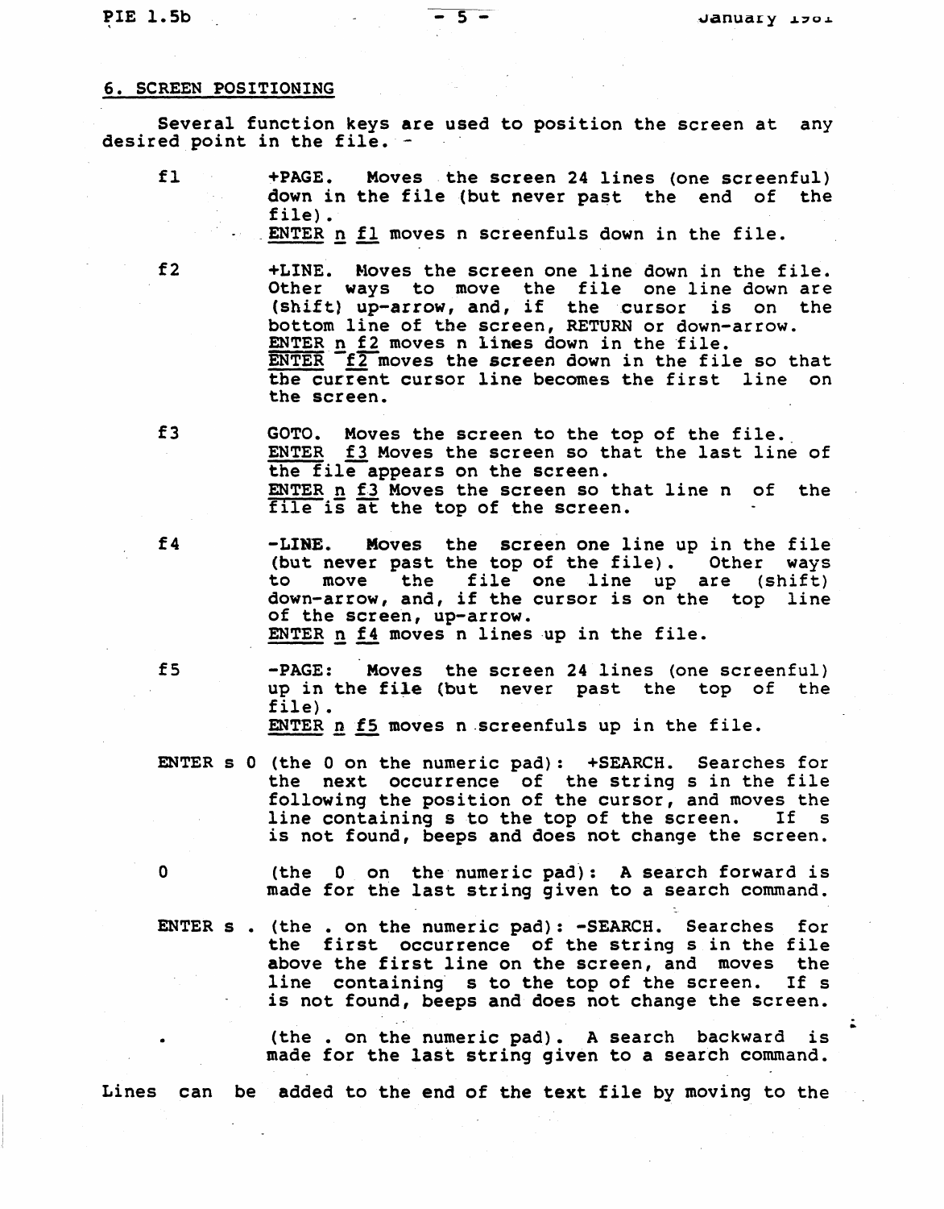## 6. SCREEN POSITIONING

Several function keys are used to position the screen at any desired point in the file.

f1 — +PAGE. Moves the screen 24 lines (one screenful) down in the file (but never past the end of the file).
ENTER n f1 moves n screenfuls down in the file.

f2 — +LINE. Moves the screen one line down in the file. Other ways to move the file one line down are (shift) up-arrow, and, if the cursor is on the bottom line of the screen, RETURN or down-arrow.
ENTER n f2 moves n lines down in the file.
ENTER f2 moves the screen down in the file so that the current cursor line becomes the first line on the screen.

f3 — GOTO. Moves the screen to the top of the file.
ENTER f3 Moves the screen so that the last line of the file appears on the screen.
ENTER n f3 Moves the screen so that line n of the file is at the top of the screen.

f4 — -LINE. Moves the screen one line up in the file (but never past the top of the file). Other ways to move the file one line up are (shift) down-arrow, and, if the cursor is on the top line of the screen, up-arrow.
ENTER n f4 moves n lines up in the file.

f5 — -PAGE: Moves the screen 24 lines (one screenful) up in the file (but never past the top of the file).
ENTER n f5 moves n screenfuls up in the file.

ENTER s 0 (the 0 on the numeric pad): +SEARCH. Searches for the next occurrence of the string s in the file following the position of the cursor, and moves the line containing s to the top of the screen. If s is not found, beeps and does not change the screen.

0 — (the 0 on the numeric pad): A search forward is made for the last string given to a search command.

ENTER s . (the . on the numeric pad): -SEARCH. Searches for the first occurrence of the string s in the file above the first line on the screen, and moves the line containing s to the top of the screen. If s is not found, beeps and does not change the screen.

. — (the . on the numeric pad). A search backward is made for the last string given to a search command.

Lines can be added to the end of the text file by moving to the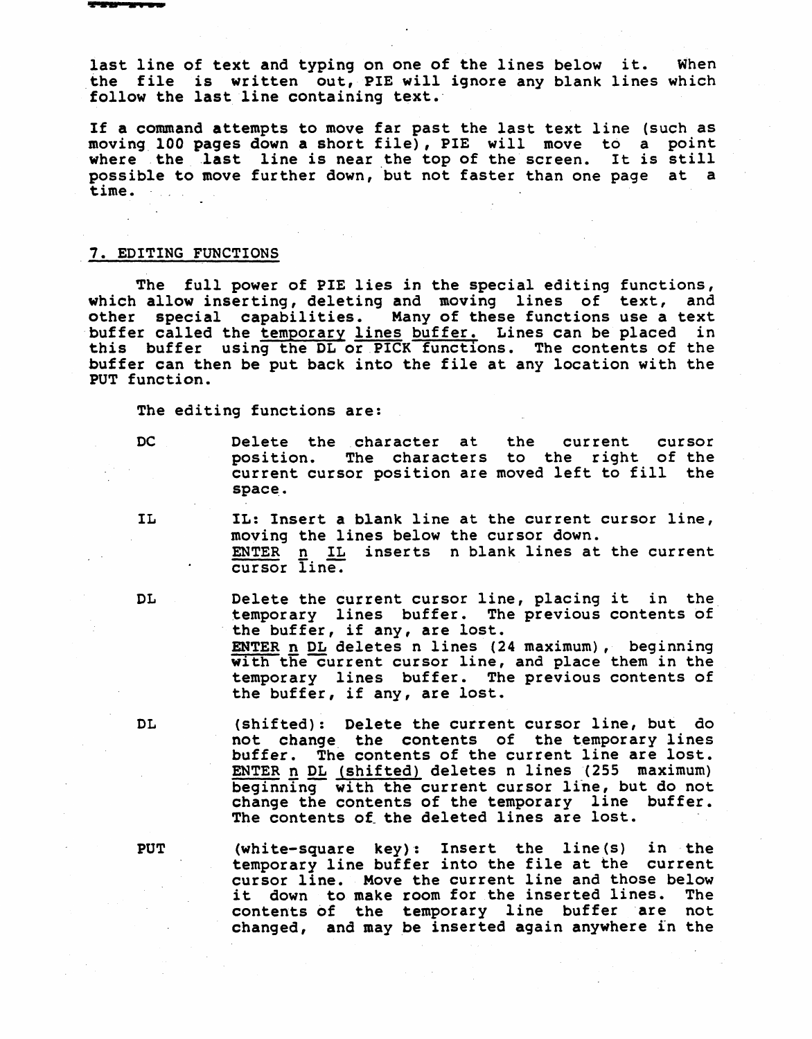last line of text and typing on one of the lines below it. When the file is written out, PIE will ignore any blank lines which follow the last line containing text.

If a command attempts to move far past the last text line (such as moving 100 pages down a short file), PIE will move to a point where the last line is near the top of the screen. It is still possible to move further down, but not faster than one page at a time.

## 7. EDITING FUNCTIONS

The full power of PIE lies in the special editing functions, which allow inserting, deleting and moving lines of text, and other special capabilities. Many of these functions use a text buffer called the <u>temporary lines buffer.</u> Lines can be placed in this buffer using the DL or PICK functions. The contents of the buffer can then be put back into the file at any location with the PUT function.

The editing functions are:

**DC** Delete the character at the current cursor position. The characters to the right of the current cursor position are moved left to fill the space.

**IL** IL: Insert a blank line at the current cursor line, moving the lines below the cursor down.
<u>ENTER</u> <u>n</u> <u>IL</u> inserts n blank lines at the current cursor line.

**DL** Delete the current cursor line, placing it in the temporary lines buffer. The previous contents of the buffer, if any, are lost.
<u>ENTER</u> <u>n</u> <u>DL</u> deletes n lines (24 maximum), beginning with the current cursor line, and place them in the temporary lines buffer. The previous contents of the buffer, if any, are lost.

**DL** (shifted): Delete the current cursor line, but do not change the contents of the temporary lines buffer. The contents of the current line are lost.
<u>ENTER</u> <u>n</u> <u>DL</u> <u>(shifted)</u> deletes n lines (255 maximum) beginning with the current cursor line, but do not change the contents of the temporary line buffer. The contents of the deleted lines are lost.

**PUT** (white-square key): Insert the line(s) in the temporary line buffer into the file at the current cursor line. Move the current line and those below it down to make room for the inserted lines. The contents of the temporary line buffer are not changed, and may be inserted again anywhere in the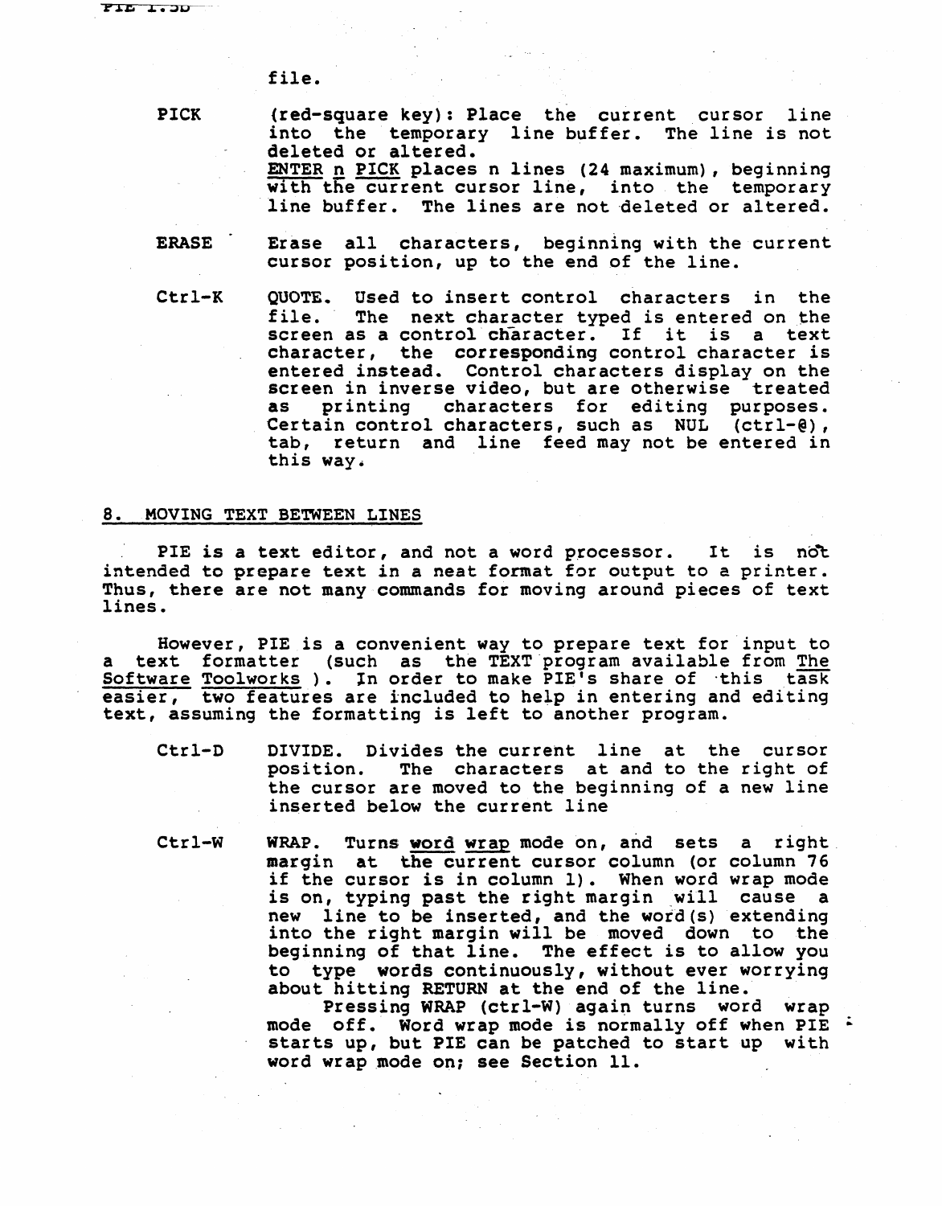file.

**PICK** (red-square key): Place the current cursor line into the temporary line buffer. The line is not deleted or altered.
<u>ENTER</u> <u>n</u> <u>PICK</u> places n lines (24 maximum), beginning with the current cursor line, into the temporary line buffer. The lines are not deleted or altered.

**ERASE** Erase all characters, beginning with the current cursor position, up to the end of the line.

**Ctrl-K** QUOTE. Used to insert control characters in the file. The next character typed is entered on the screen as a control character. If it is a text character, the corresponding control character is entered instead. Control characters display on the screen in inverse video, but are otherwise treated as printing characters for editing purposes. Certain control characters, such as NUL (ctrl-@), tab, return and line feed may not be entered in this way.

## <u>8. MOVING TEXT BETWEEN LINES</u>

PIE is a text editor, and not a word processor. It is not intended to prepare text in a neat format for output to a printer. Thus, there are not many commands for moving around pieces of text lines.

However, PIE is a convenient way to prepare text for input to a text formatter (such as the TEXT program available from <u>The Software Toolworks</u> ). In order to make PIE's share of this task easier, two features are included to help in entering and editing text, assuming the formatting is left to another program.

**Ctrl-D** DIVIDE. Divides the current line at the cursor position. The characters at and to the right of the cursor are moved to the beginning of a new line inserted below the current line

**Ctrl-W** WRAP. Turns <u>word wrap</u> mode on, and sets a right margin at the current cursor column (or column 76 if the cursor is in column 1). When word wrap mode is on, typing past the right margin will cause a new line to be inserted, and the word(s) extending into the right margin will be moved down to the beginning of that line. The effect is to allow you to type words continuously, without ever worrying about hitting RETURN at the end of the line.

Pressing WRAP (ctrl-W) again turns word wrap mode off. Word wrap mode is normally off when PIE starts up, but PIE can be patched to start up with word wrap mode on; see Section 11.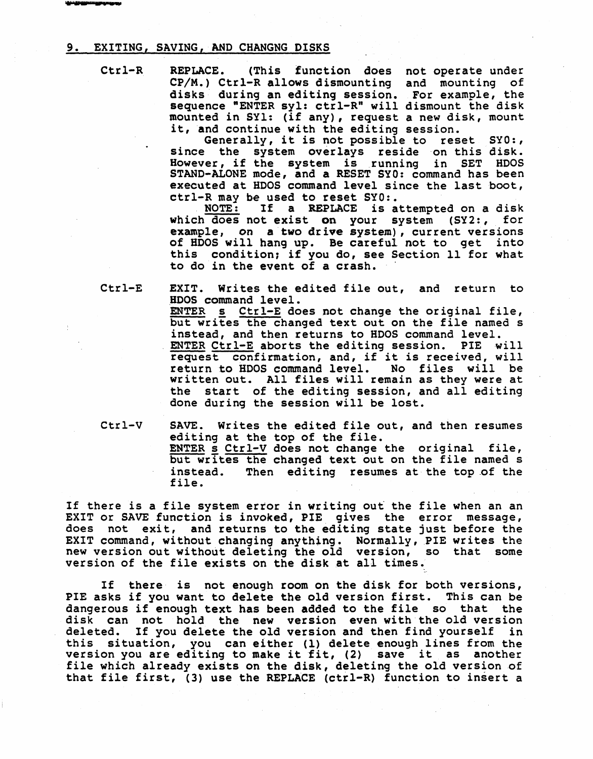## 9. EXITING, SAVING, AND CHANGNG DISKS

**Ctrl-R** REPLACE. (This function does not operate under CP/M.) Ctrl-R allows dismounting and mounting of disks during an editing session. For example, the sequence "ENTER syl: ctrl-R" will dismount the disk mounted in SY1: (if any), request a new disk, mount it, and continue with the editing session.

Generally, it is not possible to reset SY0:, since the system overlays reside on this disk. However, if the system is running in SET HDOS STAND-ALONE mode, and a RESET SY0: command has been executed at HDOS command level since the last boot, ctrl-R may be used to reset SY0:.

NOTE: If a REPLACE is attempted on a disk which does not exist on your system (SY2:, for example, on a two drive system), current versions of HDOS will hang up. Be careful not to get into this condition; if you do, see Section 11 for what to do in the event of a crash.

**Ctrl-E** EXIT. Writes the edited file out, and return to HDOS command level.

ENTER s Ctrl-E does not change the original file, but writes the changed text out on the file named s instead, and then returns to HDOS command level.

ENTER Ctrl-E aborts the editing session. PIE will request confirmation, and, if it is received, will return to HDOS command level. No files will be written out. All files will remain as they were at the start of the editing session, and all editing done during the session will be lost.

**Ctrl-V** SAVE. Writes the edited file out, and then resumes editing at the top of the file.

ENTER s Ctrl-V does not change the original file, but writes the changed text out on the file named s instead. Then editing resumes at the top of the file.

If there is a file system error in writing out the file when an an EXIT or SAVE function is invoked, PIE gives the error message, does not exit, and returns to the editing state just before the EXIT command, without changing anything. Normally, PIE writes the new version out without deleting the old version, so that some version of the file exists on the disk at all times.

If there is not enough room on the disk for both versions, PIE asks if you want to delete the old version first. This can be dangerous if enough text has been added to the file so that the disk can not hold the new version even with the old version deleted. If you delete the old version and then find yourself in this situation, you can either (1) delete enough lines from the version you are editing to make it fit, (2) save it as another file which already exists on the disk, deleting the old version of that file first, (3) use the REPLACE (ctrl-R) function to insert a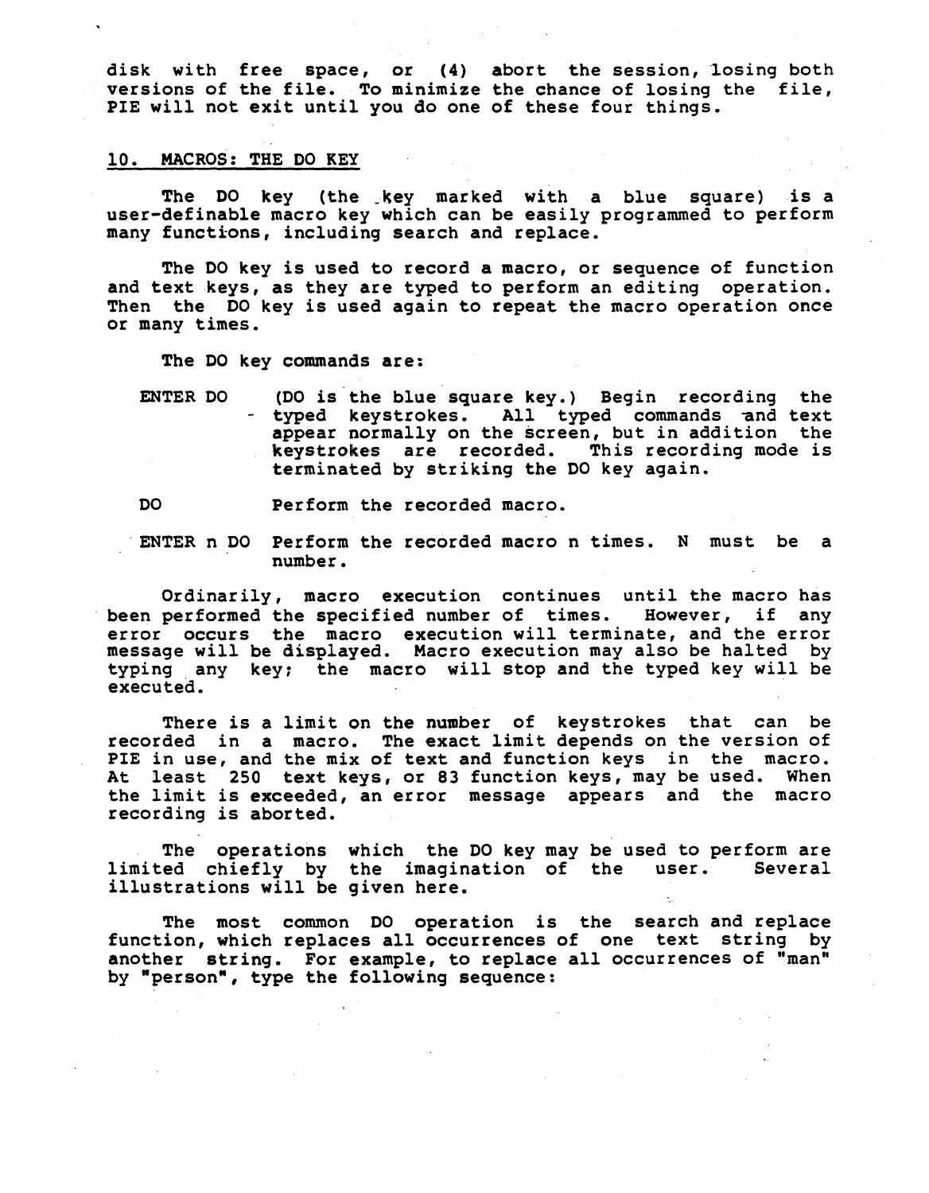disk with free space, or (4) abort the session, losing both versions of the file. To minimize the chance of losing the file, PIE will not exit until you do one of these four things.

## 10. MACROS: THE DO KEY

The DO key (the key marked with a blue square) is a user-definable macro key which can be easily programmed to perform many functions, including search and replace.

The DO key is used to record a macro, or sequence of function and text keys, as they are typed to perform an editing operation. Then the DO key is used again to repeat the macro operation once or many times.

The DO key commands are:

ENTER DO — (DO is the blue square key.) Begin recording the typed keystrokes. All typed commands and text appear normally on the screen, but in addition the keystrokes are recorded. This recording mode is terminated by striking the DO key again.

DO — Perform the recorded macro.

ENTER n DO — Perform the recorded macro n times. N must be a number.

Ordinarily, macro execution continues until the macro has been performed the specified number of times. However, if any error occurs the macro execution will terminate, and the error message will be displayed. Macro execution may also be halted by typing any key; the macro will stop and the typed key will be executed.

There is a limit on the number of keystrokes that can be recorded in a macro. The exact limit depends on the version of PIE in use, and the mix of text and function keys in the macro. At least 250 text keys, or 83 function keys, may be used. When the limit is exceeded, an error message appears and the macro recording is aborted.

The operations which the DO key may be used to perform are limited chiefly by the imagination of the user. Several illustrations will be given here.

The most common DO operation is the search and replace function, which replaces all occurrences of one text string by another string. For example, to replace all occurrences of "man" by "person", type the following sequence: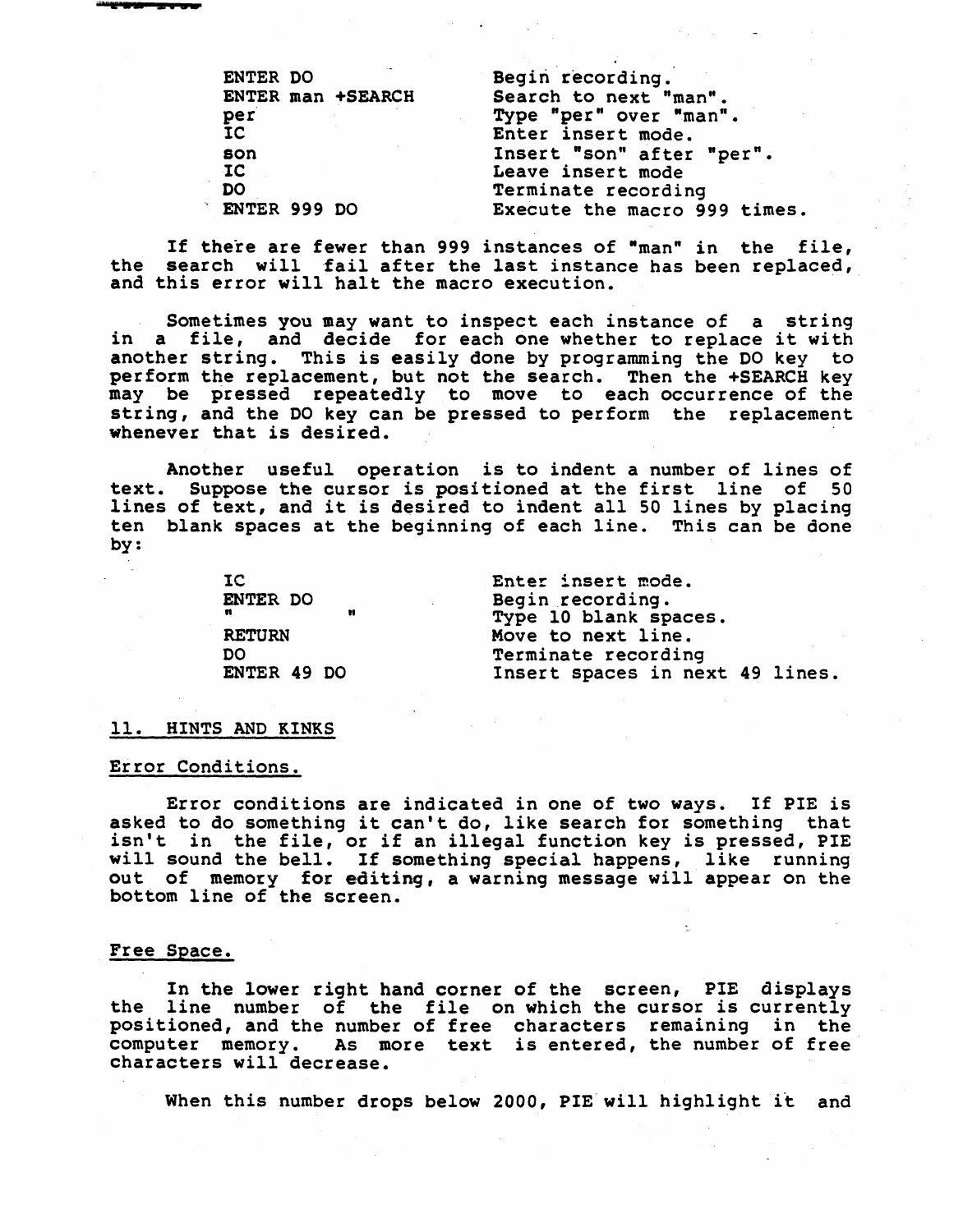| | |
|---|---|
| ENTER DO | Begin recording. |
| ENTER man +SEARCH | Search to next "man". |
| per | Type "per" over "man". |
| IC | Enter insert mode. |
| son | Insert "son" after "per". |
| IC | Leave insert mode |
| DO | Terminate recording |
| ENTER 999 DO | Execute the macro 999 times. |

If there are fewer than 999 instances of "man" in the file, the search will fail after the last instance has been replaced, and this error will halt the macro execution.

Sometimes you may want to inspect each instance of a string in a file, and decide for each one whether to replace it with another string. This is easily done by programming the DO key to perform the replacement, but not the search. Then the +SEARCH key may be pressed repeatedly to move to each occurrence of the string, and the DO key can be pressed to perform the replacement whenever that is desired.

Another useful operation is to indent a number of lines of text. Suppose the cursor is positioned at the first line of 50 lines of text, and it is desired to indent all 50 lines by placing ten blank spaces at the beginning of each line. This can be done by:

| | |
|---|---|
| IC | Enter insert mode. |
| ENTER DO | Begin recording. |
| "          " | Type 10 blank spaces. |
| RETURN | Move to next line. |
| DO | Terminate recording |
| ENTER 49 DO | Insert spaces in next 49 lines. |

## 11. HINTS AND KINKS

### Error Conditions.

Error conditions are indicated in one of two ways. If PIE is asked to do something it can't do, like search for something that isn't in the file, or if an illegal function key is pressed, PIE will sound the bell. If something special happens, like running out of memory for editing, a warning message will appear on the bottom line of the screen.

### Free Space.

In the lower right hand corner of the screen, PIE displays the line number of the file on which the cursor is currently positioned, and the number of free characters remaining in the computer memory. As more text is entered, the number of free characters will decrease.

When this number drops below 2000, PIE will highlight it and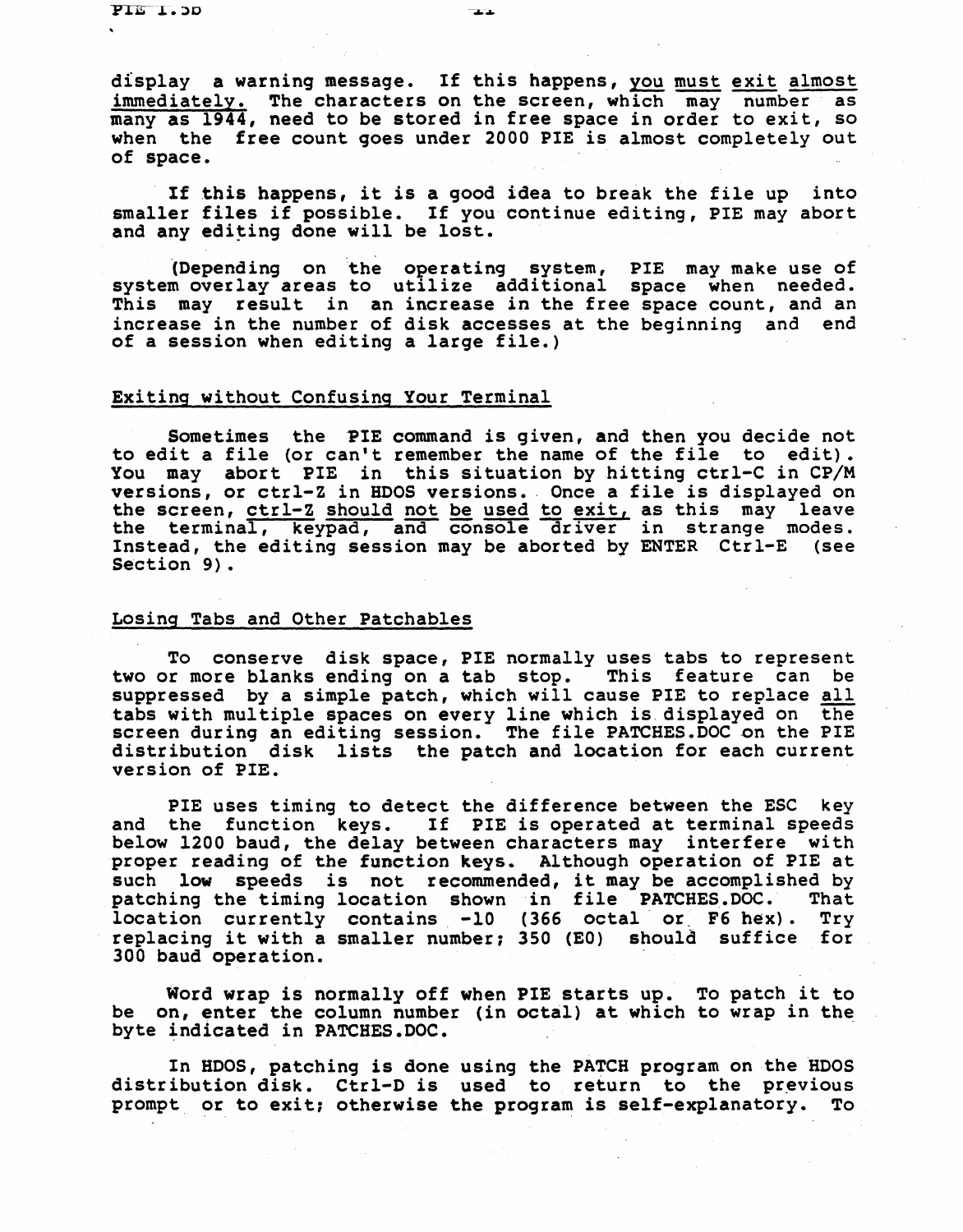display a warning message. If this happens, <u>you must exit almost immediately</u>. The characters on the screen, which may number as many as 1944, need to be stored in free space in order to exit, so when the free count goes under 2000 PIE is almost completely out of space.

If this happens, it is a good idea to break the file up into smaller files if possible. If you continue editing, PIE may abort and any editing done will be lost.

(Depending on the operating system, PIE may make use of system overlay areas to utilize additional space when needed. This may result in an increase in the free space count, and an increase in the number of disk accesses at the beginning and end of a session when editing a large file.)

## Exiting without Confusing Your Terminal

Sometimes the PIE command is given, and then you decide not to edit a file (or can't remember the name of the file to edit). You may abort PIE in this situation by hitting ctrl-C in CP/M versions, or ctrl-Z in HDOS versions. Once a file is displayed on the screen, <u>ctrl-Z should not be used to exit</u>, as this may leave the terminal, keypad, and console driver in strange modes. Instead, the editing session may be aborted by ENTER Ctrl-E (see Section 9).

## Losing Tabs and Other Patchables

To conserve disk space, PIE normally uses tabs to represent two or more blanks ending on a tab stop. This feature can be suppressed by a simple patch, which will cause PIE to replace <u>all</u> tabs with multiple spaces on every line which is displayed on the screen during an editing session. The file PATCHES.DOC on the PIE distribution disk lists the patch and location for each current version of PIE.

PIE uses timing to detect the difference between the ESC key and the function keys. If PIE is operated at terminal speeds below 1200 baud, the delay between characters may interfere with proper reading of the function keys. Although operation of PIE at such low speeds is not recommended, it may be accomplished by patching the timing location shown in file PATCHES.DOC. That location currently contains -10 (366 octal or F6 hex). Try replacing it with a smaller number; 350 (E0) should suffice for 300 baud operation.

Word wrap is normally off when PIE starts up. To patch it to be on, enter the column number (in octal) at which to wrap in the byte indicated in PATCHES.DOC.

In HDOS, patching is done using the PATCH program on the HDOS distribution disk. Ctrl-D is used to return to the previous prompt or to exit; otherwise the program is self-explanatory. To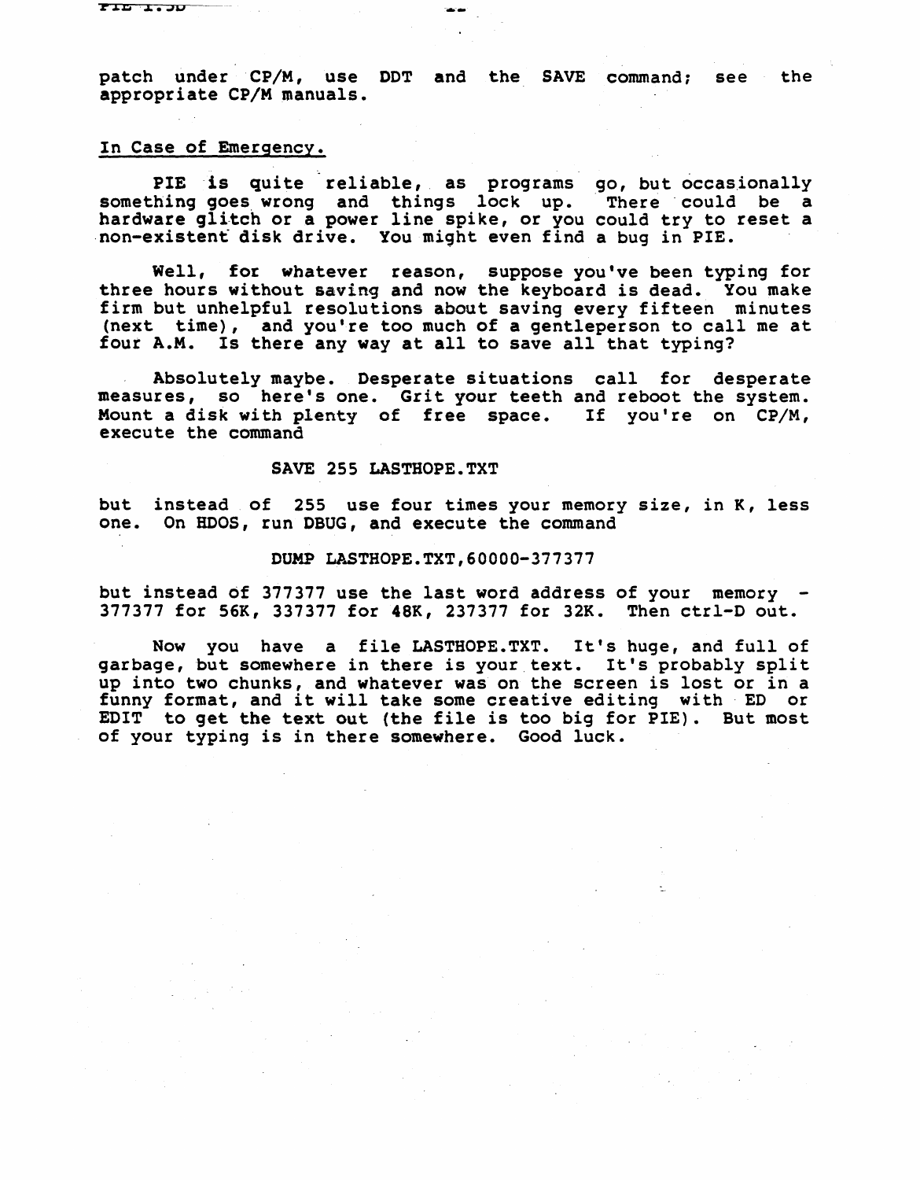patch under CP/M, use DDT and the SAVE command; see the appropriate CP/M manuals.

## In Case of Emergency.

PIE is quite reliable, as programs go, but occasionally something goes wrong and things lock up. There could be a hardware glitch or a power line spike, or you could try to reset a non-existent disk drive. You might even find a bug in PIE.

Well, for whatever reason, suppose you've been typing for three hours without saving and now the keyboard is dead. You make firm but unhelpful resolutions about saving every fifteen minutes (next time), and you're too much of a gentleperson to call me at four A.M. Is there any way at all to save all that typing?

Absolutely maybe. Desperate situations call for desperate measures, so here's one. Grit your teeth and reboot the system. Mount a disk with plenty of free space. If you're on CP/M, execute the command

```
SAVE 255 LASTHOPE.TXT
```

but instead of 255 use four times your memory size, in K, less one. On HDOS, run DBUG, and execute the command

```
DUMP LASTHOPE.TXT,60000-377377
```

but instead of 377377 use the last word address of your memory - 377377 for 56K, 337377 for 48K, 237377 for 32K. Then ctrl-D out.

Now you have a file LASTHOPE.TXT. It's huge, and full of garbage, but somewhere in there is your text. It's probably split up into two chunks, and whatever was on the screen is lost or in a funny format, and it will take some creative editing with ED or EDIT to get the text out (the file is too big for PIE). But most of your typing is in there somewhere. Good luck.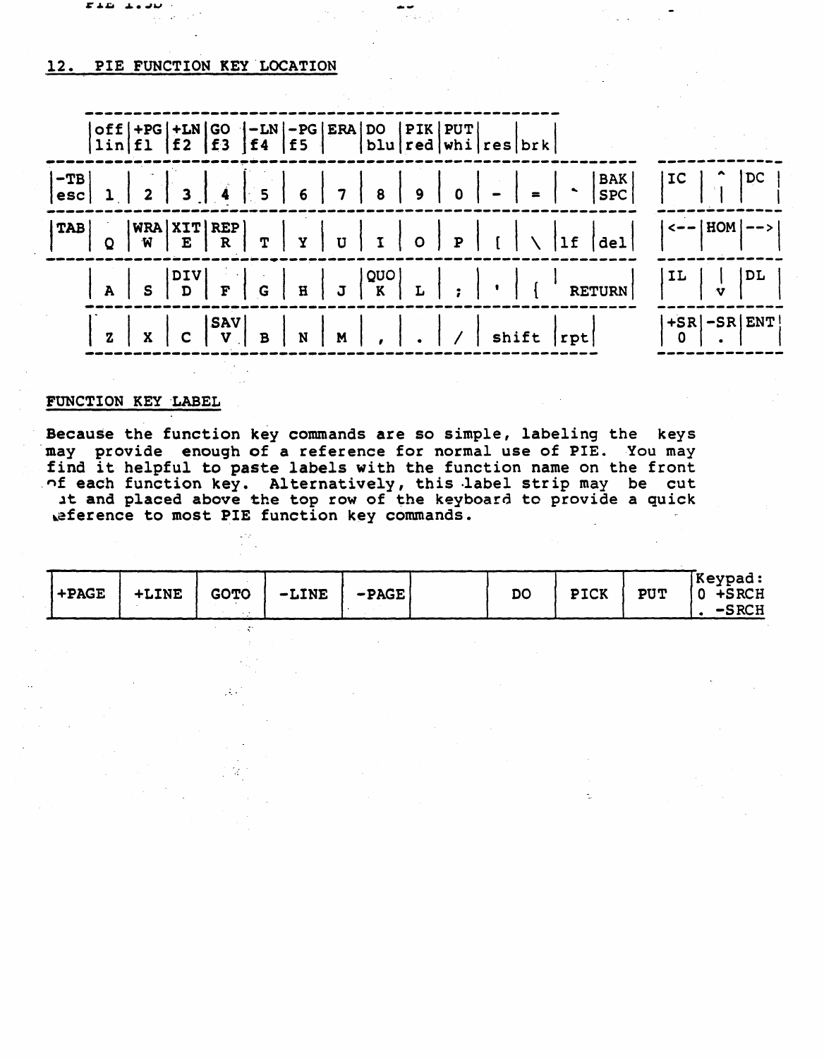## 12. PIE FUNCTION KEY LOCATION

```
        -------------------------------------------------------------
        |off|+PG|+LN|GO |-LN|-PG|ERA|DO |PIK|PUT|   |   |
        |lin|f1 |f2 |f3 |f4 |f5 |   |blu|red|whi|res|brk|
-------------------------------------------------------------------------   -------------
|-TB|   |   |   |   |   |   |   |   |   |   |   |   |   |BAK|   |IC | ^ |DC |
|esc| 1 | 2 | 3 | 4 | 5 | 6 | 7 | 8 | 9 | 0 | - | = | ` |SPC|   |   | | |   |
-------------------------------------------------------------------------   -------------
|TAB|   |WRA|XIT|REP|   |   |   |   |   |   |   |   |   |   |   |<--|HOM|-->|
|   | Q | W | E | R | T | Y | U | I | O | P | [ | \ |lf |del|   |   |   |   |
-------------------------------------------------------------------------   -------------
    |   |   |DIV|   |   |   |   |QUO|   |   |   |   |          |   |IL | | |DL |
    | A | S | D | F | G | H | J | K | L | ; | ' | { |   RETURN |   |   | v |   |
-------------------------------------------------------------------------   -------------
    |   |   |   |SAV|   |   |   |   |   |   |       |   |          |+SR|-SR|ENT|
    | Z | X | C | V | B | N | M | , | . | / | shift |rpt|          | 0 | . |   |
    ---------------------------------------------------------------        -------------
```

### FUNCTION KEY LABEL

Because the function key commands are so simple, labeling the keys may provide enough of a reference for normal use of PIE. You may find it helpful to paste labels with the function name on the front of each function key. Alternatively, this label strip may be cut out and placed above the top row of the keyboard to provide a quick reference to most PIE function key commands.

| | | | | | | | | | |
|---|---|---|---|---|---|---|---|---|---|
| +PAGE | +LINE | GOTO | -LINE | -PAGE | | DO | PICK | PUT | Keypad:<br>0 +SRCH<br>. -SRCH |